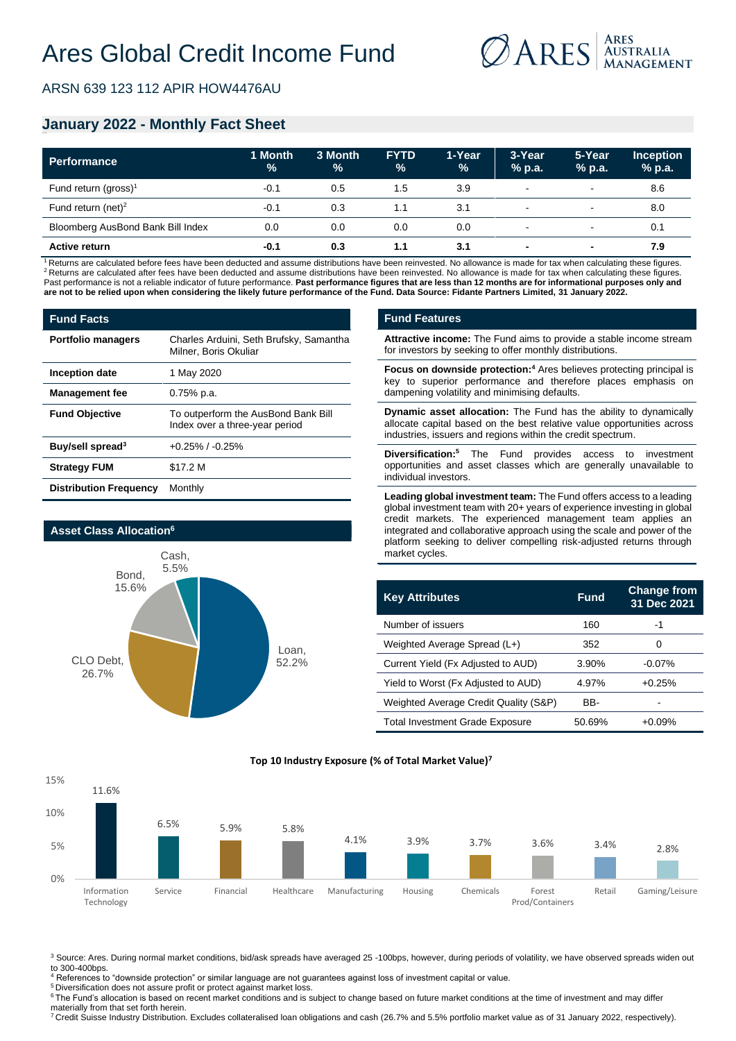# Ares Global Credit Income Fund

ARSN 639 123 112 APIR HOW4476AU

## January 2022 - Monthly Fact Sheet

| Performance | 1 Month % | 3 Month % | FYTD % | 1-Year % | 3-Year % p.a. | 5-Year % p.a. | Inception % p.a. |
|---|---|---|---|---|---|---|---|
| Fund return (gross)[1] | -0.1 | 0.5 | 1.5 | 3.9 | - | - | 8.6 |
| Fund return (net)[2] | -0.1 | 0.3 | 1.1 | 3.1 | - | - | 8.0 |
| Bloomberg AusBond Bank Bill Index | 0.0 | 0.0 | 0.0 | 0.0 | - | - | 0.1 |
| **Active return** | **-0.1** | **0.3** | **1.1** | **3.1** | **-** | **-** | **7.9** |

[1] Returns are calculated before fees have been deducted and assume distributions have been reinvested. No allowance is made for tax when calculating these figures.
[2] Returns are calculated after fees have been deducted and assume distributions have been reinvested. No allowance is made for tax when calculating these figures.
Past performance is not a reliable indicator of future performance. **Past performance figures that are less than 12 months are for informational purposes only and are not to be relied upon when considering the likely future performance of the Fund. Data Source: Fidante Partners Limited, 31 January 2022.**

| Fund Facts | |
|---|---|
| **Portfolio managers** | Charles Arduini, Seth Brufsky, Samantha Milner, Boris Okuliar |
| **Inception date** | 1 May 2020 |
| **Management fee** | 0.75% p.a. |
| **Fund Objective** | To outperform the AusBond Bank Bill Index over a three-year period |
| **Buy/sell spread[3]** | +0.25% / -0.25% |
| **Strategy FUM** | $17.2 M |
| **Distribution Frequency** | Monthly |

### Asset Class Allocation[6]

Cash, 5.5%
Bond, 15.6%
CLO Debt, 26.7%
Loan, 52.2%

### Fund Features

**Attractive income:** The Fund aims to provide a stable income stream for investors by seeking to offer monthly distributions.

**Focus on downside protection:[4]** Ares believes protecting principal is key to superior performance and therefore places emphasis on dampening volatility and minimising defaults.

**Dynamic asset allocation:** The Fund has the ability to dynamically allocate capital based on the best relative value opportunities across industries, issuers and regions within the credit spectrum.

**Diversification:[5]** The Fund provides access to investment opportunities and asset classes which are generally unavailable to individual investors.

**Leading global investment team:** The Fund offers access to a leading global investment team with 20+ years of experience investing in global credit markets. The experienced management team applies an integrated and collaborative approach using the scale and power of the platform seeking to deliver compelling risk-adjusted returns through market cycles.

| Key Attributes | Fund | Change from 31 Dec 2021 |
|---|---|---|
| Number of issuers | 160 | -1 |
| Weighted Average Spread (L+) | 352 | 0 |
| Current Yield (Fx Adjusted to AUD) | 3.90% | -0.07% |
| Yield to Worst (Fx Adjusted to AUD) | 4.97% | +0.25% |
| Weighted Average Credit Quality (S&P) | BB- | - |
| Total Investment Grade Exposure | 50.69% | +0.09% |

### Top 10 Industry Exposure (% of Total Market Value)[7]

15%
10%
5%
0%

Information Technology 11.6%
Service 6.5%
Financial 5.9%
Healthcare 5.8%
Manufacturing 4.1%
Housing 3.9%
Chemicals 3.7%
Forest Prod/Containers 3.6%
Retail 3.4%
Gaming/Leisure 2.8%

[3] Source: Ares. During normal market conditions, bid/ask spreads have averaged 25 -100bps, however, during periods of volatility, we have observed spreads widen out to 300-400bps.
[4] References to "downside protection" or similar language are not guarantees against loss of investment capital or value.
[5] Diversification does not assure profit or protect against market loss.
[6] The Fund's allocation is based on recent market conditions and is subject to change based on future market conditions at the time of investment and may differ materially from that set forth herein.
[7] Credit Suisse Industry Distribution. Excludes collateralised loan obligations and cash (26.7% and 5.5% portfolio market value as of 31 January 2022, respectively).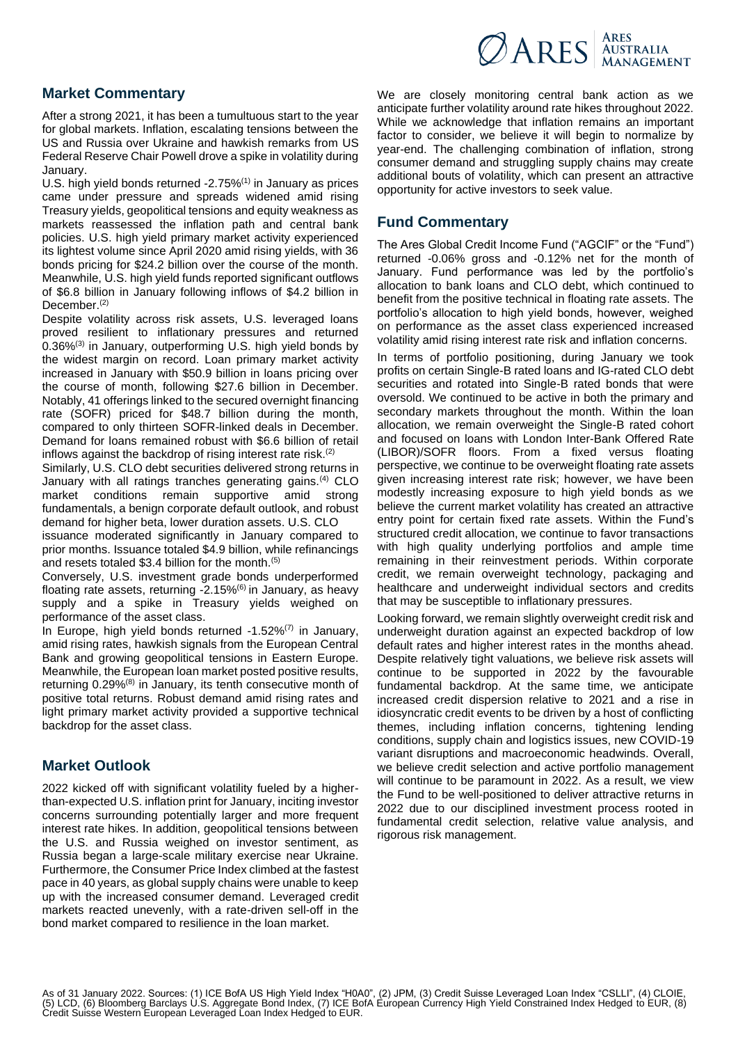## Market Commentary

After a strong 2021, it has been a tumultuous start to the year for global markets. Inflation, escalating tensions between the US and Russia over Ukraine and hawkish remarks from US Federal Reserve Chair Powell drove a spike in volatility during January.

U.S. high yield bonds returned -2.75%[1] in January as prices came under pressure and spreads widened amid rising Treasury yields, geopolitical tensions and equity weakness as markets reassessed the inflation path and central bank policies. U.S. high yield primary market activity experienced its lightest volume since April 2020 amid rising yields, with 36 bonds pricing for $24.2 billion over the course of the month. Meanwhile, U.S. high yield funds reported significant outflows of $6.8 billion in January following inflows of $4.2 billion in December.[2]

Despite volatility across risk assets, U.S. leveraged loans proved resilient to inflationary pressures and returned 0.36%[3] in January, outperforming U.S. high yield bonds by the widest margin on record. Loan primary market activity increased in January with $50.9 billion in loans pricing over the course of month, following $27.6 billion in December. Notably, 41 offerings linked to the secured overnight financing rate (SOFR) priced for $48.7 billion during the month, compared to only thirteen SOFR-linked deals in December. Demand for loans remained robust with $6.6 billion of retail inflows against the backdrop of rising interest rate risk.[2]

Similarly, U.S. CLO debt securities delivered strong returns in January with all ratings tranches generating gains.[4] CLO market conditions remain supportive amid strong fundamentals, a benign corporate default outlook, and robust demand for higher beta, lower duration assets. U.S. CLO issuance moderated significantly in January compared to prior months. Issuance totaled $4.9 billion, while refinancings and resets totaled $3.4 billion for the month.[5]

Conversely, U.S. investment grade bonds underperformed floating rate assets, returning -2.15%[6] in January, as heavy supply and a spike in Treasury yields weighed on performance of the asset class.

In Europe, high yield bonds returned -1.52%[7] in January, amid rising rates, hawkish signals from the European Central Bank and growing geopolitical tensions in Eastern Europe. Meanwhile, the European loan market posted positive results, returning 0.29%[8] in January, its tenth consecutive month of positive total returns. Robust demand amid rising rates and light primary market activity provided a supportive technical backdrop for the asset class.

## Market Outlook

2022 kicked off with significant volatility fueled by a higher-than-expected U.S. inflation print for January, inciting investor concerns surrounding potentially larger and more frequent interest rate hikes. In addition, geopolitical tensions between the U.S. and Russia weighed on investor sentiment, as Russia began a large-scale military exercise near Ukraine. Furthermore, the Consumer Price Index climbed at the fastest pace in 40 years, as global supply chains were unable to keep up with the increased consumer demand. Leveraged credit markets reacted unevenly, with a rate-driven sell-off in the bond market compared to resilience in the loan market.

We are closely monitoring central bank action as we anticipate further volatility around rate hikes throughout 2022. While we acknowledge that inflation remains an important factor to consider, we believe it will begin to normalize by year-end. The challenging combination of inflation, strong consumer demand and struggling supply chains may create additional bouts of volatility, which can present an attractive opportunity for active investors to seek value.

## Fund Commentary

The Ares Global Credit Income Fund ("AGCIF" or the "Fund") returned -0.06% gross and -0.12% net for the month of January. Fund performance was led by the portfolio's allocation to bank loans and CLO debt, which continued to benefit from the positive technical in floating rate assets. The portfolio's allocation to high yield bonds, however, weighed on performance as the asset class experienced increased volatility amid rising interest rate risk and inflation concerns.

In terms of portfolio positioning, during January we took profits on certain Single-B rated loans and IG-rated CLO debt securities and rotated into Single-B rated bonds that were oversold. We continued to be active in both the primary and secondary markets throughout the month. Within the loan allocation, we remain overweight the Single-B rated cohort and focused on loans with London Inter-Bank Offered Rate (LIBOR)/SOFR floors. From a fixed versus floating perspective, we continue to be overweight floating rate assets given increasing interest rate risk; however, we have been modestly increasing exposure to high yield bonds as we believe the current market volatility has created an attractive entry point for certain fixed rate assets. Within the Fund's structured credit allocation, we continue to favor transactions with high quality underlying portfolios and ample time remaining in their reinvestment periods. Within corporate credit, we remain overweight technology, packaging and healthcare and underweight individual sectors and credits that may be susceptible to inflationary pressures.

Looking forward, we remain slightly overweight credit risk and underweight duration against an expected backdrop of low default rates and higher interest rates in the months ahead. Despite relatively tight valuations, we believe risk assets will continue to be supported in 2022 by the favourable fundamental backdrop. At the same time, we anticipate increased credit dispersion relative to 2021 and a rise in idiosyncratic credit events to be driven by a host of conflicting themes, including inflation concerns, tightening lending conditions, supply chain and logistics issues, new COVID-19 variant disruptions and macroeconomic headwinds. Overall, we believe credit selection and active portfolio management will continue to be paramount in 2022. As a result, we view the Fund to be well-positioned to deliver attractive returns in 2022 due to our disciplined investment process rooted in fundamental credit selection, relative value analysis, and rigorous risk management.

As of 31 January 2022. Sources: (1) ICE BofA US High Yield Index "H0A0", (2) JPM, (3) Credit Suisse Leveraged Loan Index "CSLLI", (4) CLOIE, (5) LCD, (6) Bloomberg Barclays U.S. Aggregate Bond Index, (7) ICE BofA European Currency High Yield Constrained Index Hedged to EUR, (8) Credit Suisse Western European Leveraged Loan Index Hedged to EUR.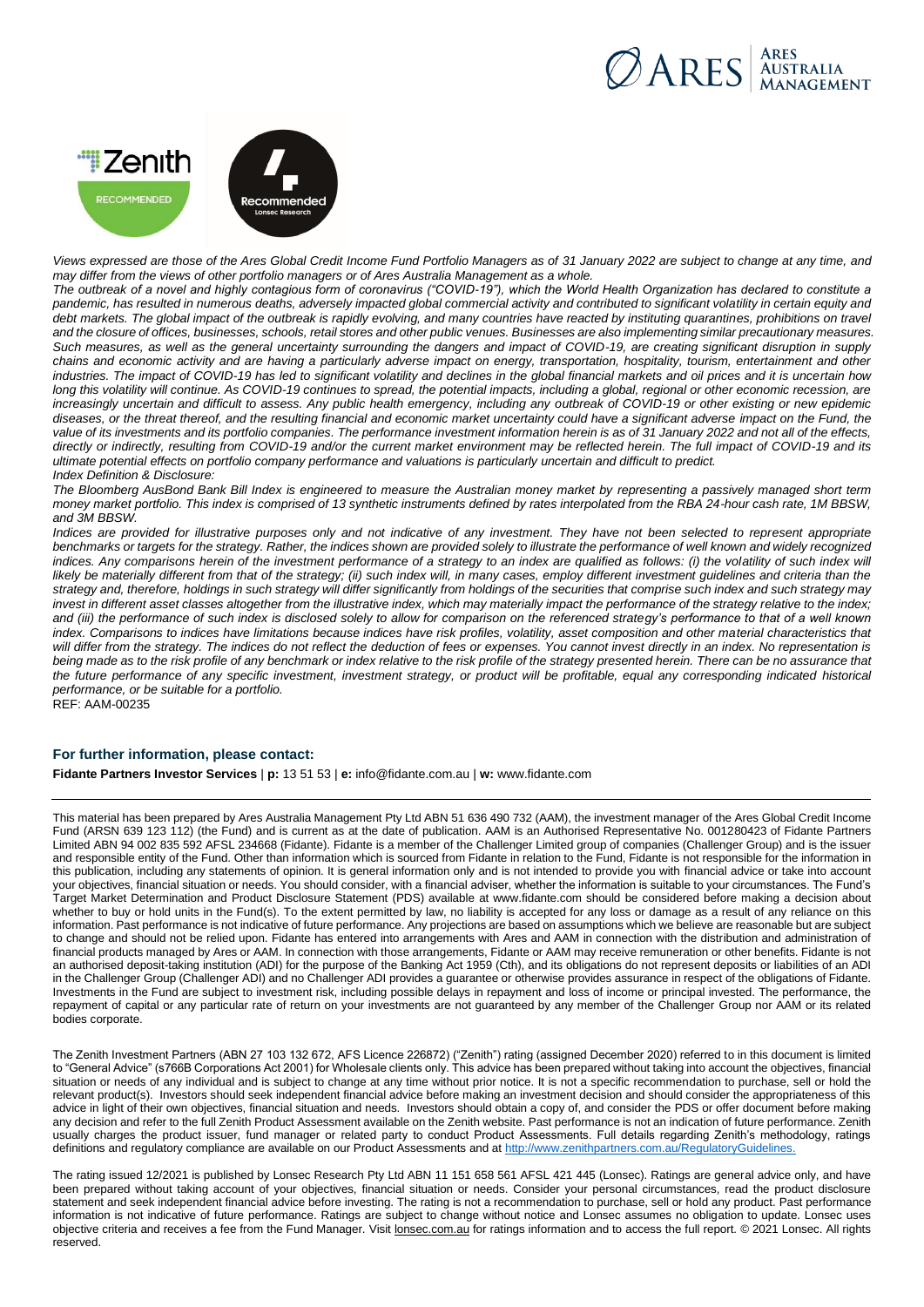*Views expressed are those of the Ares Global Credit Income Fund Portfolio Managers as of 31 January 2022 are subject to change at any time, and may differ from the views of other portfolio managers or of Ares Australia Management as a whole.*

*The outbreak of a novel and highly contagious form of coronavirus ("COVID-19"), which the World Health Organization has declared to constitute a pandemic, has resulted in numerous deaths, adversely impacted global commercial activity and contributed to significant volatility in certain equity and debt markets. The global impact of the outbreak is rapidly evolving, and many countries have reacted by instituting quarantines, prohibitions on travel and the closure of offices, businesses, schools, retail stores and other public venues. Businesses are also implementing similar precautionary measures. Such measures, as well as the general uncertainty surrounding the dangers and impact of COVID-19, are creating significant disruption in supply chains and economic activity and are having a particularly adverse impact on energy, transportation, hospitality, tourism, entertainment and other industries. The impact of COVID-19 has led to significant volatility and declines in the global financial markets and oil prices and it is uncertain how long this volatility will continue. As COVID-19 continues to spread, the potential impacts, including a global, regional or other economic recession, are increasingly uncertain and difficult to assess. Any public health emergency, including any outbreak of COVID-19 or other existing or new epidemic diseases, or the threat thereof, and the resulting financial and economic market uncertainty could have a significant adverse impact on the Fund, the value of its investments and its portfolio companies. The performance investment information herein is as of 31 January 2022 and not all of the effects, directly or indirectly, resulting from COVID-19 and/or the current market environment may be reflected herein. The full impact of COVID-19 and its ultimate potential effects on portfolio company performance and valuations is particularly uncertain and difficult to predict.*

*Index Definition & Disclosure:*

*The Bloomberg AusBond Bank Bill Index is engineered to measure the Australian money market by representing a passively managed short term money market portfolio. This index is comprised of 13 synthetic instruments defined by rates interpolated from the RBA 24-hour cash rate, 1M BBSW, and 3M BBSW.*

*Indices are provided for illustrative purposes only and not indicative of any investment. They have not been selected to represent appropriate benchmarks or targets for the strategy. Rather, the indices shown are provided solely to illustrate the performance of well known and widely recognized indices. Any comparisons herein of the investment performance of a strategy to an index are qualified as follows: (i) the volatility of such index will likely be materially different from that of the strategy; (ii) such index will, in many cases, employ different investment guidelines and criteria than the strategy and, therefore, holdings in such strategy will differ significantly from holdings of the securities that comprise such index and such strategy may invest in different asset classes altogether from the illustrative index, which may materially impact the performance of the strategy relative to the index; and (iii) the performance of such index is disclosed solely to allow for comparison on the referenced strategy's performance to that of a well known index. Comparisons to indices have limitations because indices have risk profiles, volatility, asset composition and other material characteristics that will differ from the strategy. The indices do not reflect the deduction of fees or expenses. You cannot invest directly in an index. No representation is being made as to the risk profile of any benchmark or index relative to the risk profile of the strategy presented herein. There can be no assurance that the future performance of any specific investment, investment strategy, or product will be profitable, equal any corresponding indicated historical performance, or be suitable for a portfolio.*

REF: AAM-00235

### For further information, please contact:

**Fidante Partners Investor Services** | **p:** 13 51 53 | **e:** info@fidante.com.au | **w:** www.fidante.com

---

This material has been prepared by Ares Australia Management Pty Ltd ABN 51 636 490 732 (AAM), the investment manager of the Ares Global Credit Income Fund (ARSN 639 123 112) (the Fund) and is current as at the date of publication. AAM is an Authorised Representative No. 001280423 of Fidante Partners Limited ABN 94 002 835 592 AFSL 234668 (Fidante). Fidante is a member of the Challenger Limited group of companies (Challenger Group) and is the issuer and responsible entity of the Fund. Other than information which is sourced from Fidante in relation to the Fund, Fidante is not responsible for the information in this publication, including any statements of opinion. It is general information only and is not intended to provide you with financial advice or take into account your objectives, financial situation or needs. You should consider, with a financial adviser, whether the information is suitable to your circumstances. The Fund's Target Market Determination and Product Disclosure Statement (PDS) available at www.fidante.com should be considered before making a decision about whether to buy or hold units in the Fund(s). To the extent permitted by law, no liability is accepted for any loss or damage as a result of any reliance on this information. Past performance is not indicative of future performance. Any projections are based on assumptions which we believe are reasonable but are subject to change and should not be relied upon. Fidante has entered into arrangements with Ares and AAM in connection with the distribution and administration of financial products managed by Ares or AAM. In connection with those arrangements, Fidante or AAM may receive remuneration or other benefits. Fidante is not an authorised deposit-taking institution (ADI) for the purpose of the Banking Act 1959 (Cth), and its obligations do not represent deposits or liabilities of an ADI in the Challenger Group (Challenger ADI) and no Challenger ADI provides a guarantee or otherwise provides assurance in respect of the obligations of Fidante. Investments in the Fund are subject to investment risk, including possible delays in repayment and loss of income or principal invested. The performance, the repayment of capital or any particular rate of return on your investments are not guaranteed by any member of the Challenger Group nor AAM or its related bodies corporate.

The Zenith Investment Partners (ABN 27 103 132 672, AFS Licence 226872) ("Zenith") rating (assigned December 2020) referred to in this document is limited to "General Advice" (s766B Corporations Act 2001) for Wholesale clients only. This advice has been prepared without taking into account the objectives, financial situation or needs of any individual and is subject to change at any time without prior notice. It is not a specific recommendation to purchase, sell or hold the relevant product(s). Investors should seek independent financial advice before making an investment decision and should consider the appropriateness of this advice in light of their own objectives, financial situation and needs. Investors should obtain a copy of, and consider the PDS or offer document before making any decision and refer to the full Zenith Product Assessment available on the Zenith website. Past performance is not an indication of future performance. Zenith usually charges the product issuer, fund manager or related party to conduct Product Assessments. Full details regarding Zenith's methodology, ratings definitions and regulatory compliance are available on our Product Assessments and at http://www.zenithpartners.com.au/RegulatoryGuidelines.

The rating issued 12/2021 is published by Lonsec Research Pty Ltd ABN 11 151 658 561 AFSL 421 445 (Lonsec). Ratings are general advice only, and have been prepared without taking account of your objectives, financial situation or needs. Consider your personal circumstances, read the product disclosure statement and seek independent financial advice before investing. The rating is not a recommendation to purchase, sell or hold any product. Past performance information is not indicative of future performance. Ratings are subject to change without notice and Lonsec assumes no obligation to update. Lonsec uses objective criteria and receives a fee from the Fund Manager. Visit lonsec.com.au for ratings information and to access the full report. © 2021 Lonsec. All rights reserved.